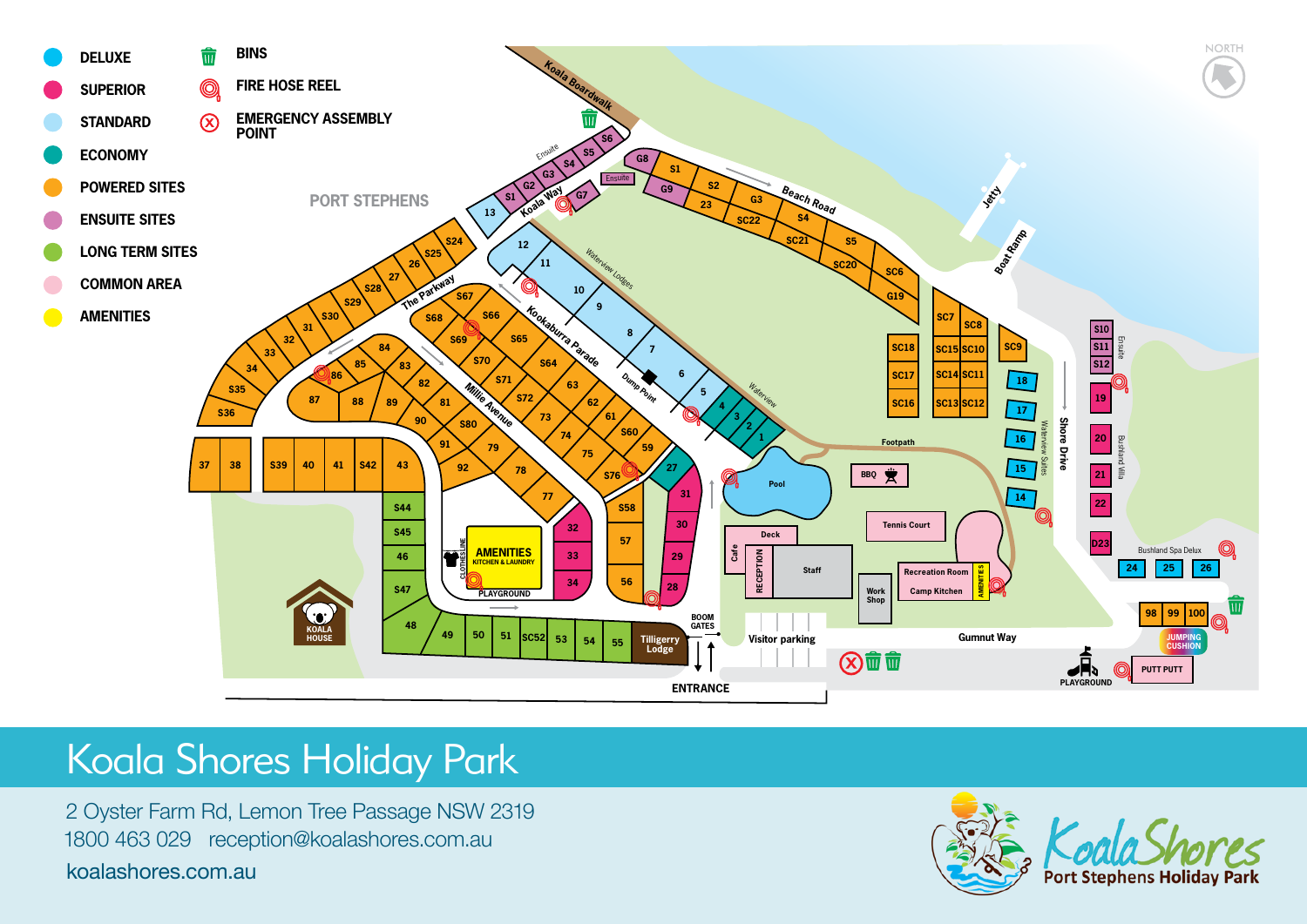- DELUXE
- SUPERIOR
- STANDARD
- ECONOMY
- POWERED SITES
- ENSUITE SITES
- LONG TERM SITES
- COMMON AREA
- AMENITIES

- BINS
- FIRE HOSE REEL
- EMERGENCY ASSEMBLY POINT

PORT STEPHENS

NORTH

Koala Boardwalk
Koala Way
Beach Road
The Parkway
Kookaburra Parade
Millie Avenue
Waterview Lodges
Waterview
Dump Point
Jetty
Boat Ramp
Shore Drive
Waterview Suites
Bushland Villa
Bushland Spa Delux
Footpath
Gumnut Way
Ensuite

Pool
BBQ
Tennis Court
Deck
Cafe
RECEPTION
Staff
Work Shop
Recreation Room
Camp Kitchen
AMENITIES
AMENITIES KITCHEN & LAUNDRY
CLOTHES LINE
PLAYGROUND
KOALA HOUSE
Tilligerry Lodge
BOOM GATES
Visitor parking
ENTRANCE
JUMPING CUSHION
PUTT PUTT
PLAYGROUND

# Koala Shores Holiday Park

2 Oyster Farm Rd, Lemon Tree Passage NSW 2319
1800 463 029 reception@koalashores.com.au
koalashores.com.au

Koala Shores
Port Stephens Holiday Park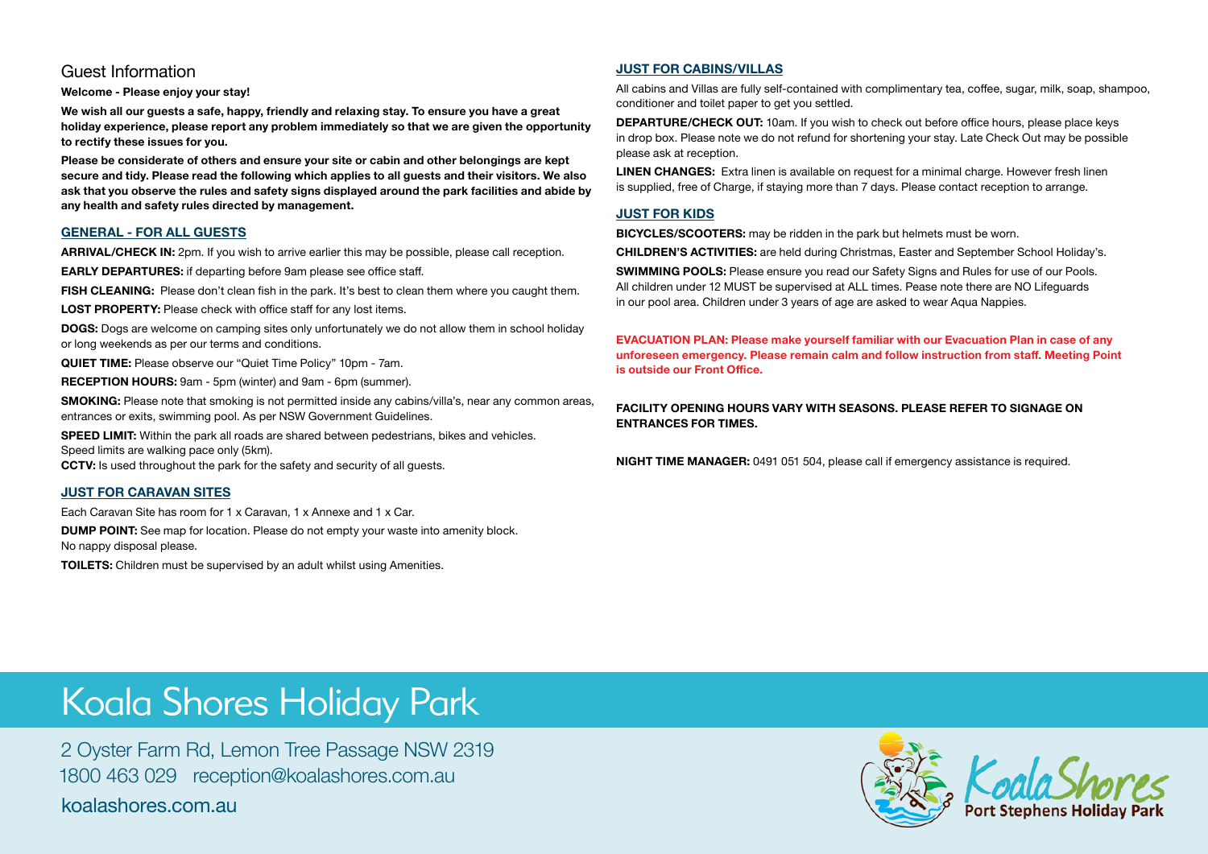## Guest Information

**Welcome - Please enjoy your stay!**

**We wish all our guests a safe, happy, friendly and relaxing stay. To ensure you have a great holiday experience, please report any problem immediately so that we are given the opportunity to rectify these issues for you.**

**Please be considerate of others and ensure your site or cabin and other belongings are kept secure and tidy. Please read the following which applies to all guests and their visitors. We also ask that you observe the rules and safety signs displayed around the park facilities and abide by any health and safety rules directed by management.**

### GENERAL - FOR ALL GUESTS

**ARRIVAL/CHECK IN:** 2pm. If you wish to arrive earlier this may be possible, please call reception.

**EARLY DEPARTURES:** if departing before 9am please see office staff.

**FISH CLEANING:** Please don't clean fish in the park. It's best to clean them where you caught them.

**LOST PROPERTY:** Please check with office staff for any lost items.

**DOGS:** Dogs are welcome on camping sites only unfortunately we do not allow them in school holiday or long weekends as per our terms and conditions.

**QUIET TIME:** Please observe our "Quiet Time Policy" 10pm - 7am.

**RECEPTION HOURS:** 9am - 5pm (winter) and 9am - 6pm (summer).

**SMOKING:** Please note that smoking is not permitted inside any cabins/villa's, near any common areas, entrances or exits, swimming pool. As per NSW Government Guidelines.

**SPEED LIMIT:** Within the park all roads are shared between pedestrians, bikes and vehicles. Speed limits are walking pace only (5km).

**CCTV:** Is used throughout the park for the safety and security of all guests.

### JUST FOR CARAVAN SITES

Each Caravan Site has room for 1 x Caravan, 1 x Annexe and 1 x Car.

**DUMP POINT:** See map for location. Please do not empty your waste into amenity block. No nappy disposal please.

**TOILETS:** Children must be supervised by an adult whilst using Amenities.

### JUST FOR CABINS/VILLAS

All cabins and Villas are fully self-contained with complimentary tea, coffee, sugar, milk, soap, shampoo, conditioner and toilet paper to get you settled.

**DEPARTURE/CHECK OUT:** 10am. If you wish to check out before office hours, please place keys in drop box. Please note we do not refund for shortening your stay. Late Check Out may be possible please ask at reception.

**LINEN CHANGES:** Extra linen is available on request for a minimal charge. However fresh linen is supplied, free of Charge, if staying more than 7 days. Please contact reception to arrange.

### JUST FOR KIDS

**BICYCLES/SCOOTERS:** may be ridden in the park but helmets must be worn.

**CHILDREN'S ACTIVITIES:** are held during Christmas, Easter and September School Holiday's.

**SWIMMING POOLS:** Please ensure you read our Safety Signs and Rules for use of our Pools. All children under 12 MUST be supervised at ALL times. Pease note there are NO Lifeguards in our pool area. Children under 3 years of age are asked to wear Aqua Nappies.

**EVACUATION PLAN: Please make yourself familiar with our Evacuation Plan in case of any unforeseen emergency. Please remain calm and follow instruction from staff. Meeting Point is outside our Front Office.**

**FACILITY OPENING HOURS VARY WITH SEASONS. PLEASE REFER TO SIGNAGE ON ENTRANCES FOR TIMES.**

**NIGHT TIME MANAGER:** 0491 051 504, please call if emergency assistance is required.

# Koala Shores Holiday Park

2 Oyster Farm Rd, Lemon Tree Passage NSW 2319
1800 463 029 reception@koalashores.com.au
koalashores.com.au

Koala Shores
Port Stephens Holiday Park